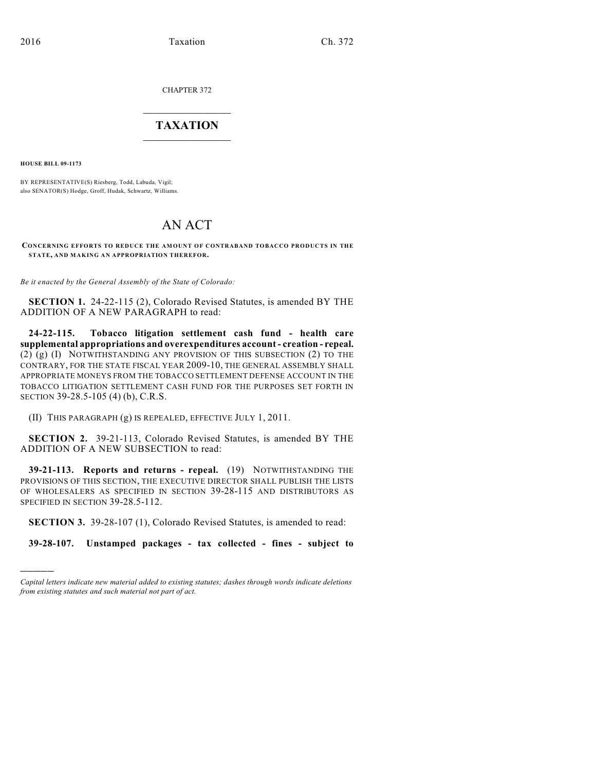CHAPTER 372

# TAXATION

**HOUSE BILL 09-1173**

BY REPRESENTATIVE(S) Riesberg, Todd, Labuda, Vigil;
also SENATOR(S) Hodge, Groff, Hudak, Schwartz, Williams.

# AN ACT

**CONCERNING EFFORTS TO REDUCE THE AMOUNT OF CONTRABAND TOBACCO PRODUCTS IN THE STATE, AND MAKING AN APPROPRIATION THEREFOR.**

*Be it enacted by the General Assembly of the State of Colorado:*

**SECTION 1.** 24-22-115 (2), Colorado Revised Statutes, is amended BY THE ADDITION OF A NEW PARAGRAPH to read:

**24-22-115. Tobacco litigation settlement cash fund - health care supplemental appropriations and overexpenditures account - creation - repeal.** (2) (g) (I) NOTWITHSTANDING ANY PROVISION OF THIS SUBSECTION (2) TO THE CONTRARY, FOR THE STATE FISCAL YEAR 2009-10, THE GENERAL ASSEMBLY SHALL APPROPRIATE MONEYS FROM THE TOBACCO SETTLEMENT DEFENSE ACCOUNT IN THE TOBACCO LITIGATION SETTLEMENT CASH FUND FOR THE PURPOSES SET FORTH IN SECTION 39-28.5-105 (4) (b), C.R.S.

(II) THIS PARAGRAPH (g) IS REPEALED, EFFECTIVE JULY 1, 2011.

**SECTION 2.** 39-21-113, Colorado Revised Statutes, is amended BY THE ADDITION OF A NEW SUBSECTION to read:

**39-21-113. Reports and returns - repeal.** (19) NOTWITHSTANDING THE PROVISIONS OF THIS SECTION, THE EXECUTIVE DIRECTOR SHALL PUBLISH THE LISTS OF WHOLESALERS AS SPECIFIED IN SECTION 39-28-115 AND DISTRIBUTORS AS SPECIFIED IN SECTION 39-28.5-112.

**SECTION 3.** 39-28-107 (1), Colorado Revised Statutes, is amended to read:

**39-28-107. Unstamped packages - tax collected - fines - subject to**

*Capital letters indicate new material added to existing statutes; dashes through words indicate deletions from existing statutes and such material not part of act.*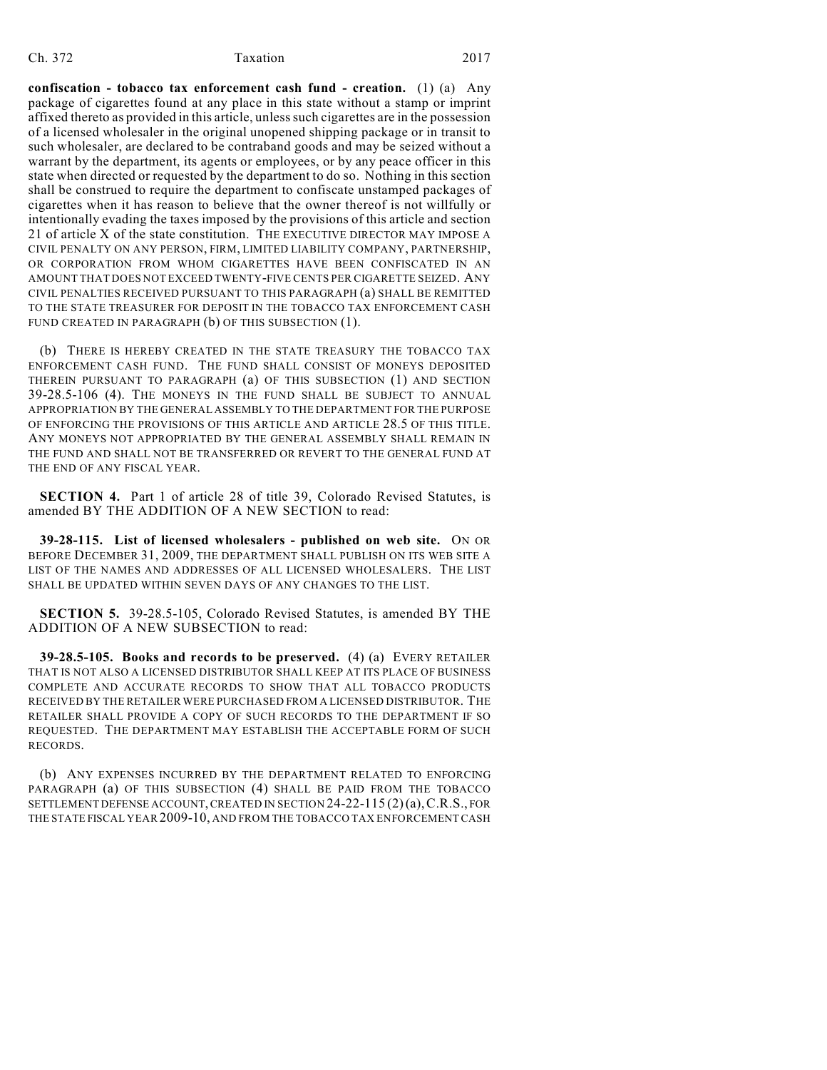**confiscation - tobacco tax enforcement cash fund - creation.** (1) (a) Any package of cigarettes found at any place in this state without a stamp or imprint affixed thereto as provided in this article, unless such cigarettes are in the possession of a licensed wholesaler in the original unopened shipping package or in transit to such wholesaler, are declared to be contraband goods and may be seized without a warrant by the department, its agents or employees, or by any peace officer in this state when directed or requested by the department to do so. Nothing in this section shall be construed to require the department to confiscate unstamped packages of cigarettes when it has reason to believe that the owner thereof is not willfully or intentionally evading the taxes imposed by the provisions of this article and section 21 of article X of the state constitution. THE EXECUTIVE DIRECTOR MAY IMPOSE A CIVIL PENALTY ON ANY PERSON, FIRM, LIMITED LIABILITY COMPANY, PARTNERSHIP, OR CORPORATION FROM WHOM CIGARETTES HAVE BEEN CONFISCATED IN AN AMOUNT THAT DOES NOT EXCEED TWENTY-FIVE CENTS PER CIGARETTE SEIZED. ANY CIVIL PENALTIES RECEIVED PURSUANT TO THIS PARAGRAPH (a) SHALL BE REMITTED TO THE STATE TREASURER FOR DEPOSIT IN THE TOBACCO TAX ENFORCEMENT CASH FUND CREATED IN PARAGRAPH (b) OF THIS SUBSECTION (1).

(b) THERE IS HEREBY CREATED IN THE STATE TREASURY THE TOBACCO TAX ENFORCEMENT CASH FUND. THE FUND SHALL CONSIST OF MONEYS DEPOSITED THEREIN PURSUANT TO PARAGRAPH (a) OF THIS SUBSECTION (1) AND SECTION 39-28.5-106 (4). THE MONEYS IN THE FUND SHALL BE SUBJECT TO ANNUAL APPROPRIATION BY THE GENERAL ASSEMBLY TO THE DEPARTMENT FOR THE PURPOSE OF ENFORCING THE PROVISIONS OF THIS ARTICLE AND ARTICLE 28.5 OF THIS TITLE. ANY MONEYS NOT APPROPRIATED BY THE GENERAL ASSEMBLY SHALL REMAIN IN THE FUND AND SHALL NOT BE TRANSFERRED OR REVERT TO THE GENERAL FUND AT THE END OF ANY FISCAL YEAR.

**SECTION 4.** Part 1 of article 28 of title 39, Colorado Revised Statutes, is amended BY THE ADDITION OF A NEW SECTION to read:

**39-28-115. List of licensed wholesalers - published on web site.** ON OR BEFORE DECEMBER 31, 2009, THE DEPARTMENT SHALL PUBLISH ON ITS WEB SITE A LIST OF THE NAMES AND ADDRESSES OF ALL LICENSED WHOLESALERS. THE LIST SHALL BE UPDATED WITHIN SEVEN DAYS OF ANY CHANGES TO THE LIST.

**SECTION 5.** 39-28.5-105, Colorado Revised Statutes, is amended BY THE ADDITION OF A NEW SUBSECTION to read:

**39-28.5-105. Books and records to be preserved.** (4) (a) EVERY RETAILER THAT IS NOT ALSO A LICENSED DISTRIBUTOR SHALL KEEP AT ITS PLACE OF BUSINESS COMPLETE AND ACCURATE RECORDS TO SHOW THAT ALL TOBACCO PRODUCTS RECEIVED BY THE RETAILER WERE PURCHASED FROM A LICENSED DISTRIBUTOR. THE RETAILER SHALL PROVIDE A COPY OF SUCH RECORDS TO THE DEPARTMENT IF SO REQUESTED. THE DEPARTMENT MAY ESTABLISH THE ACCEPTABLE FORM OF SUCH RECORDS.

(b) ANY EXPENSES INCURRED BY THE DEPARTMENT RELATED TO ENFORCING PARAGRAPH (a) OF THIS SUBSECTION (4) SHALL BE PAID FROM THE TOBACCO SETTLEMENT DEFENSE ACCOUNT, CREATED IN SECTION 24-22-115 (2) (a), C.R.S., FOR THE STATE FISCAL YEAR 2009-10, AND FROM THE TOBACCO TAX ENFORCEMENT CASH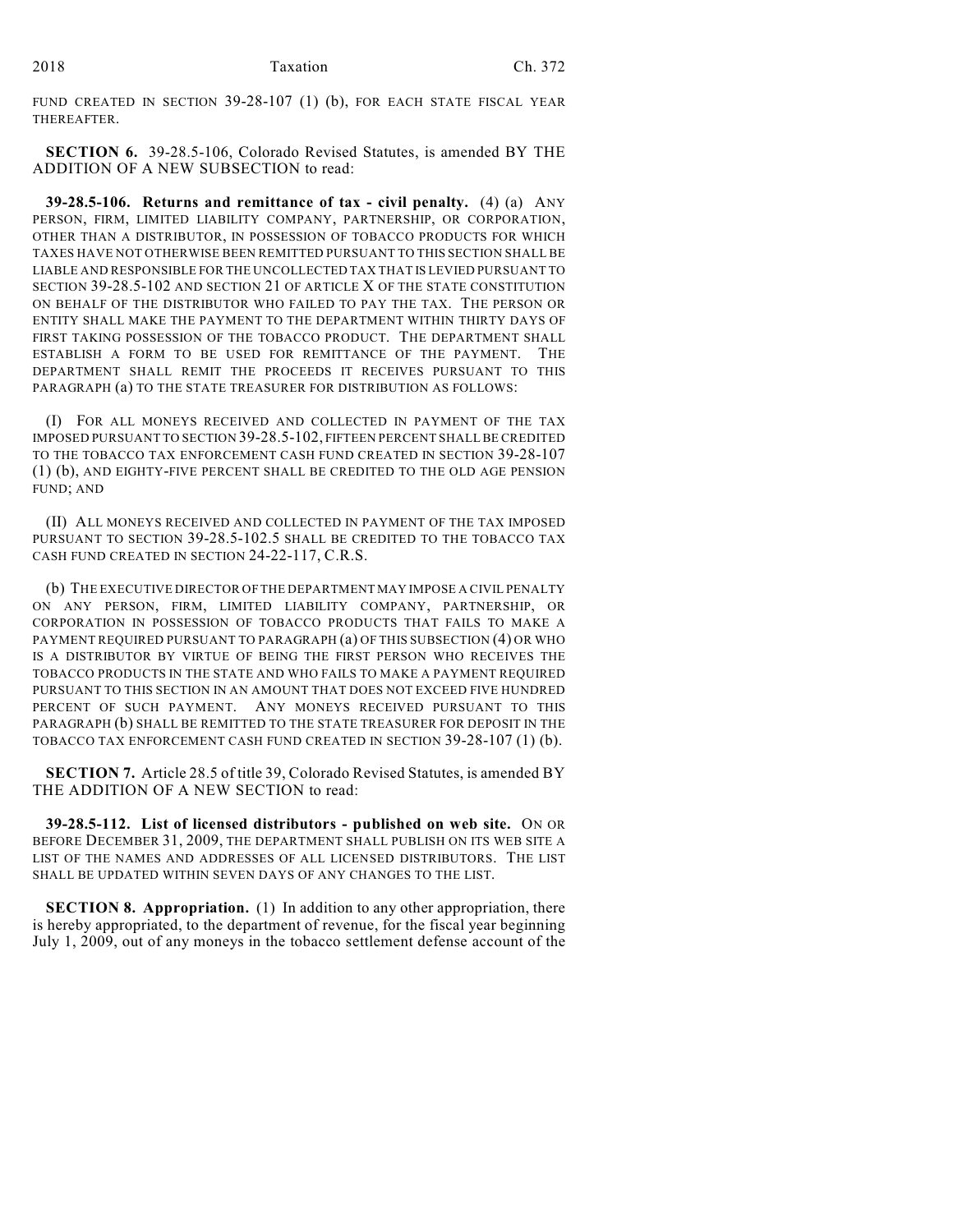FUND CREATED IN SECTION 39-28-107 (1) (b), FOR EACH STATE FISCAL YEAR THEREAFTER.

**SECTION 6.** 39-28.5-106, Colorado Revised Statutes, is amended BY THE ADDITION OF A NEW SUBSECTION to read:

**39-28.5-106. Returns and remittance of tax - civil penalty.** (4) (a) ANY PERSON, FIRM, LIMITED LIABILITY COMPANY, PARTNERSHIP, OR CORPORATION, OTHER THAN A DISTRIBUTOR, IN POSSESSION OF TOBACCO PRODUCTS FOR WHICH TAXES HAVE NOT OTHERWISE BEEN REMITTED PURSUANT TO THIS SECTION SHALL BE LIABLE AND RESPONSIBLE FOR THE UNCOLLECTED TAX THAT IS LEVIED PURSUANT TO SECTION 39-28.5-102 AND SECTION 21 OF ARTICLE X OF THE STATE CONSTITUTION ON BEHALF OF THE DISTRIBUTOR WHO FAILED TO PAY THE TAX. THE PERSON OR ENTITY SHALL MAKE THE PAYMENT TO THE DEPARTMENT WITHIN THIRTY DAYS OF FIRST TAKING POSSESSION OF THE TOBACCO PRODUCT. THE DEPARTMENT SHALL ESTABLISH A FORM TO BE USED FOR REMITTANCE OF THE PAYMENT. THE DEPARTMENT SHALL REMIT THE PROCEEDS IT RECEIVES PURSUANT TO THIS PARAGRAPH (a) TO THE STATE TREASURER FOR DISTRIBUTION AS FOLLOWS:

(I) FOR ALL MONEYS RECEIVED AND COLLECTED IN PAYMENT OF THE TAX IMPOSED PURSUANT TO SECTION 39-28.5-102, FIFTEEN PERCENT SHALL BE CREDITED TO THE TOBACCO TAX ENFORCEMENT CASH FUND CREATED IN SECTION 39-28-107 (1) (b), AND EIGHTY-FIVE PERCENT SHALL BE CREDITED TO THE OLD AGE PENSION FUND; AND

(II) ALL MONEYS RECEIVED AND COLLECTED IN PAYMENT OF THE TAX IMPOSED PURSUANT TO SECTION 39-28.5-102.5 SHALL BE CREDITED TO THE TOBACCO TAX CASH FUND CREATED IN SECTION 24-22-117, C.R.S.

(b) THE EXECUTIVE DIRECTOR OF THE DEPARTMENT MAY IMPOSE A CIVIL PENALTY ON ANY PERSON, FIRM, LIMITED LIABILITY COMPANY, PARTNERSHIP, OR CORPORATION IN POSSESSION OF TOBACCO PRODUCTS THAT FAILS TO MAKE A PAYMENT REQUIRED PURSUANT TO PARAGRAPH (a) OF THIS SUBSECTION (4) OR WHO IS A DISTRIBUTOR BY VIRTUE OF BEING THE FIRST PERSON WHO RECEIVES THE TOBACCO PRODUCTS IN THE STATE AND WHO FAILS TO MAKE A PAYMENT REQUIRED PURSUANT TO THIS SECTION IN AN AMOUNT THAT DOES NOT EXCEED FIVE HUNDRED PERCENT OF SUCH PAYMENT. ANY MONEYS RECEIVED PURSUANT TO THIS PARAGRAPH (b) SHALL BE REMITTED TO THE STATE TREASURER FOR DEPOSIT IN THE TOBACCO TAX ENFORCEMENT CASH FUND CREATED IN SECTION 39-28-107 (1) (b).

**SECTION 7.** Article 28.5 of title 39, Colorado Revised Statutes, is amended BY THE ADDITION OF A NEW SECTION to read:

**39-28.5-112. List of licensed distributors - published on web site.** ON OR BEFORE DECEMBER 31, 2009, THE DEPARTMENT SHALL PUBLISH ON ITS WEB SITE A LIST OF THE NAMES AND ADDRESSES OF ALL LICENSED DISTRIBUTORS. THE LIST SHALL BE UPDATED WITHIN SEVEN DAYS OF ANY CHANGES TO THE LIST.

**SECTION 8. Appropriation.** (1) In addition to any other appropriation, there is hereby appropriated, to the department of revenue, for the fiscal year beginning July 1, 2009, out of any moneys in the tobacco settlement defense account of the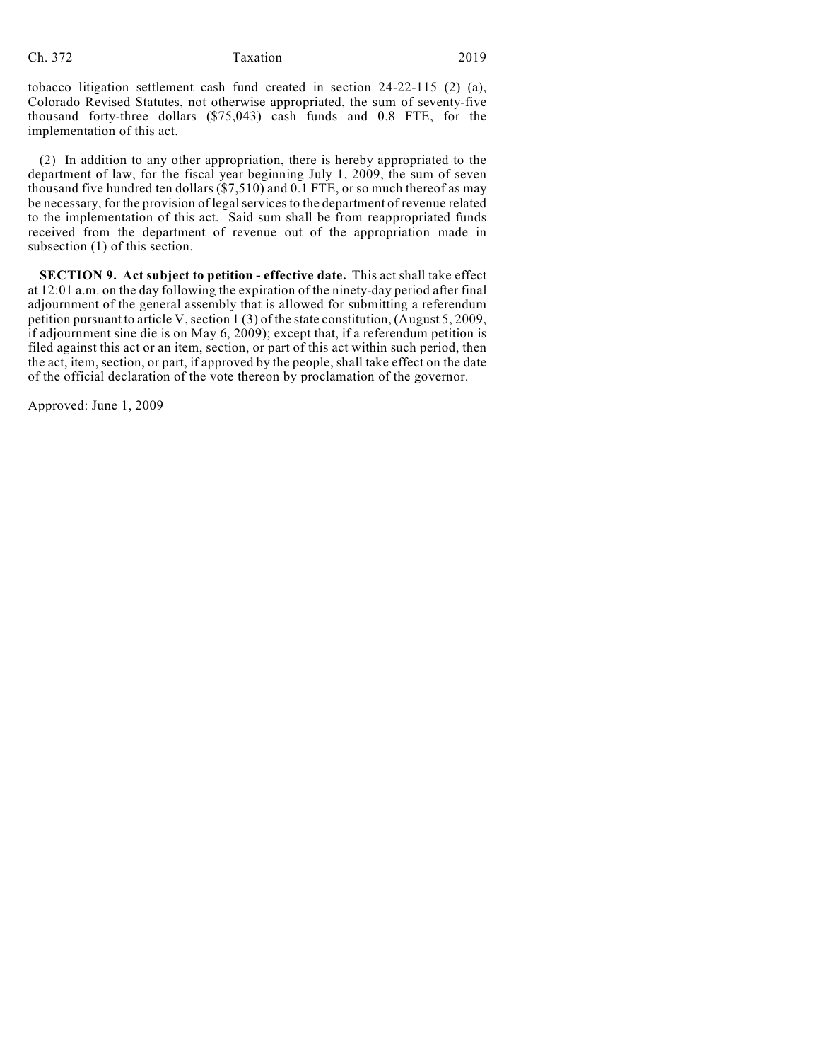tobacco litigation settlement cash fund created in section 24-22-115 (2) (a), Colorado Revised Statutes, not otherwise appropriated, the sum of seventy-five thousand forty-three dollars ($75,043) cash funds and 0.8 FTE, for the implementation of this act.

(2) In addition to any other appropriation, there is hereby appropriated to the department of law, for the fiscal year beginning July 1, 2009, the sum of seven thousand five hundred ten dollars ($7,510) and 0.1 FTE, or so much thereof as may be necessary, for the provision of legal services to the department of revenue related to the implementation of this act. Said sum shall be from reappropriated funds received from the department of revenue out of the appropriation made in subsection (1) of this section.

**SECTION 9. Act subject to petition - effective date.** This act shall take effect at 12:01 a.m. on the day following the expiration of the ninety-day period after final adjournment of the general assembly that is allowed for submitting a referendum petition pursuant to article V, section 1 (3) of the state constitution, (August 5, 2009, if adjournment sine die is on May 6, 2009); except that, if a referendum petition is filed against this act or an item, section, or part of this act within such period, then the act, item, section, or part, if approved by the people, shall take effect on the date of the official declaration of the vote thereon by proclamation of the governor.

Approved: June 1, 2009